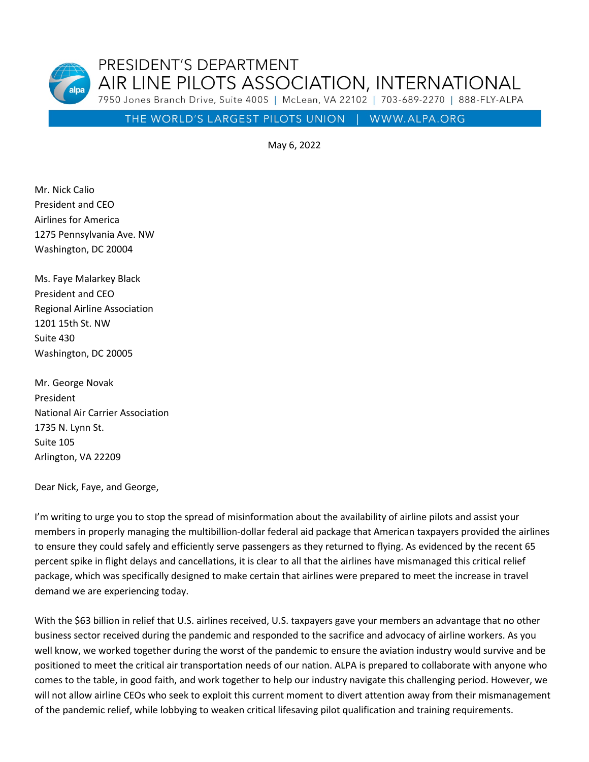PRESIDENT'S DEPARTMENT
AIR LINE PILOTS ASSOCIATION, INTERNATIONAL
7950 Jones Branch Drive, Suite 400S | McLean, VA 22102 | 703-689-2270 | 888-FLY-ALPA

THE WORLD'S LARGEST PILOTS UNION | WWW.ALPA.ORG

May 6, 2022

Mr. Nick Calio
President and CEO
Airlines for America
1275 Pennsylvania Ave. NW
Washington, DC 20004

Ms. Faye Malarkey Black
President and CEO
Regional Airline Association
1201 15th St. NW
Suite 430
Washington, DC 20005

Mr. George Novak
President
National Air Carrier Association
1735 N. Lynn St.
Suite 105
Arlington, VA 22209

Dear Nick, Faye, and George,

I'm writing to urge you to stop the spread of misinformation about the availability of airline pilots and assist your members in properly managing the multibillion-dollar federal aid package that American taxpayers provided the airlines to ensure they could safely and efficiently serve passengers as they returned to flying. As evidenced by the recent 65 percent spike in flight delays and cancellations, it is clear to all that the airlines have mismanaged this critical relief package, which was specifically designed to make certain that airlines were prepared to meet the increase in travel demand we are experiencing today.

With the $63 billion in relief that U.S. airlines received, U.S. taxpayers gave your members an advantage that no other business sector received during the pandemic and responded to the sacrifice and advocacy of airline workers. As you well know, we worked together during the worst of the pandemic to ensure the aviation industry would survive and be positioned to meet the critical air transportation needs of our nation. ALPA is prepared to collaborate with anyone who comes to the table, in good faith, and work together to help our industry navigate this challenging period. However, we will not allow airline CEOs who seek to exploit this current moment to divert attention away from their mismanagement of the pandemic relief, while lobbying to weaken critical lifesaving pilot qualification and training requirements.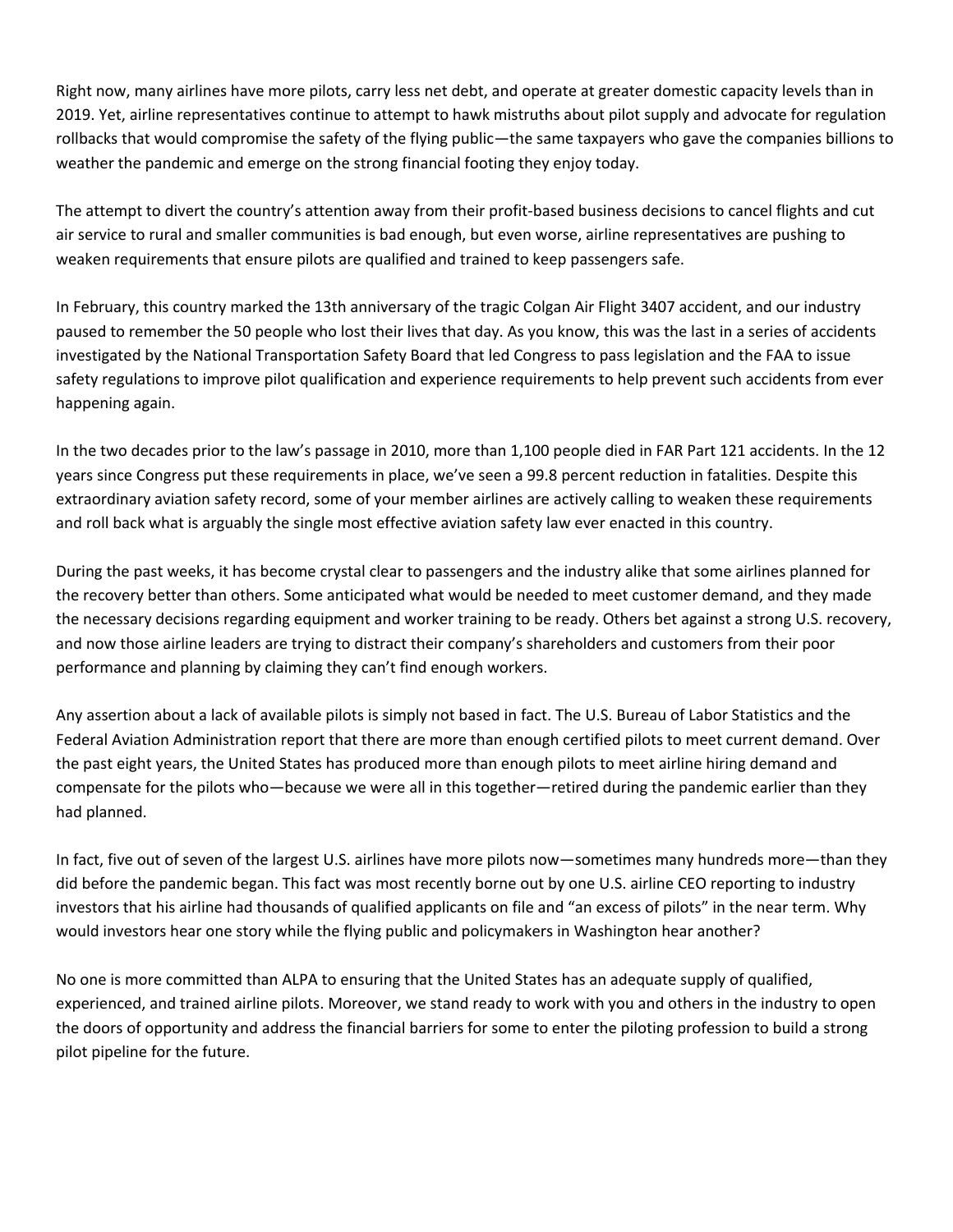Right now, many airlines have more pilots, carry less net debt, and operate at greater domestic capacity levels than in 2019. Yet, airline representatives continue to attempt to hawk mistruths about pilot supply and advocate for regulation rollbacks that would compromise the safety of the flying public—the same taxpayers who gave the companies billions to weather the pandemic and emerge on the strong financial footing they enjoy today.

The attempt to divert the country's attention away from their profit-based business decisions to cancel flights and cut air service to rural and smaller communities is bad enough, but even worse, airline representatives are pushing to weaken requirements that ensure pilots are qualified and trained to keep passengers safe.

In February, this country marked the 13th anniversary of the tragic Colgan Air Flight 3407 accident, and our industry paused to remember the 50 people who lost their lives that day. As you know, this was the last in a series of accidents investigated by the National Transportation Safety Board that led Congress to pass legislation and the FAA to issue safety regulations to improve pilot qualification and experience requirements to help prevent such accidents from ever happening again.

In the two decades prior to the law's passage in 2010, more than 1,100 people died in FAR Part 121 accidents. In the 12 years since Congress put these requirements in place, we've seen a 99.8 percent reduction in fatalities. Despite this extraordinary aviation safety record, some of your member airlines are actively calling to weaken these requirements and roll back what is arguably the single most effective aviation safety law ever enacted in this country.

During the past weeks, it has become crystal clear to passengers and the industry alike that some airlines planned for the recovery better than others. Some anticipated what would be needed to meet customer demand, and they made the necessary decisions regarding equipment and worker training to be ready. Others bet against a strong U.S. recovery, and now those airline leaders are trying to distract their company's shareholders and customers from their poor performance and planning by claiming they can't find enough workers.

Any assertion about a lack of available pilots is simply not based in fact. The U.S. Bureau of Labor Statistics and the Federal Aviation Administration report that there are more than enough certified pilots to meet current demand. Over the past eight years, the United States has produced more than enough pilots to meet airline hiring demand and compensate for the pilots who—because we were all in this together—retired during the pandemic earlier than they had planned.

In fact, five out of seven of the largest U.S. airlines have more pilots now—sometimes many hundreds more—than they did before the pandemic began. This fact was most recently borne out by one U.S. airline CEO reporting to industry investors that his airline had thousands of qualified applicants on file and "an excess of pilots" in the near term. Why would investors hear one story while the flying public and policymakers in Washington hear another?

No one is more committed than ALPA to ensuring that the United States has an adequate supply of qualified, experienced, and trained airline pilots. Moreover, we stand ready to work with you and others in the industry to open the doors of opportunity and address the financial barriers for some to enter the piloting profession to build a strong pilot pipeline for the future.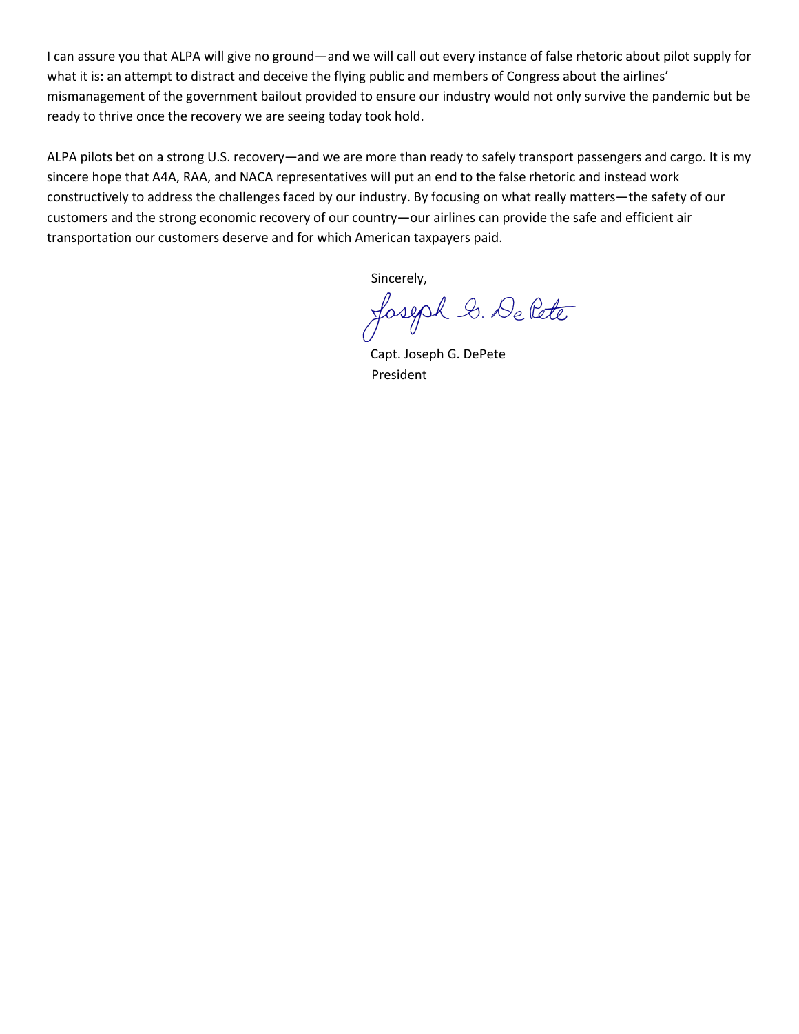I can assure you that ALPA will give no ground—and we will call out every instance of false rhetoric about pilot supply for what it is: an attempt to distract and deceive the flying public and members of Congress about the airlines' mismanagement of the government bailout provided to ensure our industry would not only survive the pandemic but be ready to thrive once the recovery we are seeing today took hold.

ALPA pilots bet on a strong U.S. recovery—and we are more than ready to safely transport passengers and cargo. It is my sincere hope that A4A, RAA, and NACA representatives will put an end to the false rhetoric and instead work constructively to address the challenges faced by our industry. By focusing on what really matters—the safety of our customers and the strong economic recovery of our country—our airlines can provide the safe and efficient air transportation our customers deserve and for which American taxpayers paid.

Sincerely,

Joseph G. DePete

Capt. Joseph G. DePete
President